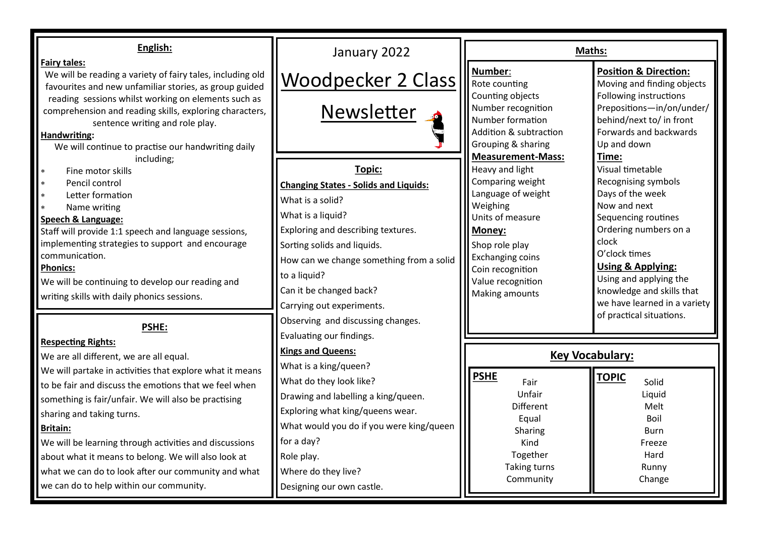January 2022

# Woodpecker 2 Class Newsletter

## English:

**Fairy tales:**

We will be reading a variety of fairy tales, including old favourites and new unfamiliar stories, as group guided reading sessions whilst working on elements such as comprehension and reading skills, exploring characters, sentence writing and role play.

**Handwriting:**

We will continue to practise our handwriting daily including;

- Fine motor skills
- Pencil control
- Letter formation
- Name writing

**Speech & Language:**

Staff will provide 1:1 speech and language sessions, implementing strategies to support and encourage communication.

**Phonics:**

We will be continuing to develop our reading and writing skills with daily phonics sessions.

## PSHE:

**Respecting Rights:**

We are all different, we are all equal.

We will partake in activities that explore what it means to be fair and discuss the emotions that we feel when something is fair/unfair. We will also be practising sharing and taking turns.

**Britain:**

We will be learning through activities and discussions about what it means to belong. We will also look at what we can do to look after our community and what we can do to help within our community.

## Topic:

**Changing States - Solids and Liquids:**

What is a solid?

What is a liquid?

Exploring and describing textures.

Sorting solids and liquids.

How can we change something from a solid to a liquid?

Can it be changed back?

Carrying out experiments.

Observing and discussing changes.

Evaluating our findings.

**Kings and Queens:**

What is a king/queen?

What do they look like?

Drawing and labelling a king/queen.

Exploring what king/queens wear.

What would you do if you were king/queen for a day?

Role play.

Where do they live?

Designing our own castle.

## Maths:

**Number:**

Rote counting
Counting objects
Number recognition
Number formation
Addition & subtraction
Grouping & sharing

**Measurement-Mass:**

Heavy and light
Comparing weight
Language of weight
Weighing
Units of measure

**Money:**

Shop role play
Exchanging coins
Coin recognition
Value recognition
Making amounts

**Position & Direction:**

Moving and finding objects
Following instructions
Prepositions—in/on/under/behind/next to/ in front
Forwards and backwards
Up and down

**Time:**

Visual timetable
Recognising symbols
Days of the week
Now and next
Sequencing routines
Ordering numbers on a clock
O'clock times

**Using & Applying:**

Using and applying the knowledge and skills that we have learned in a variety of practical situations.

## Key Vocabulary:

| PSHE | TOPIC |
|---|---|
| Fair | Solid |
| Unfair | Liquid |
| Different | Melt |
| Equal | Boil |
| Sharing | Burn |
| Kind | Freeze |
| Together | Hard |
| Taking turns | Runny |
| Community | Change |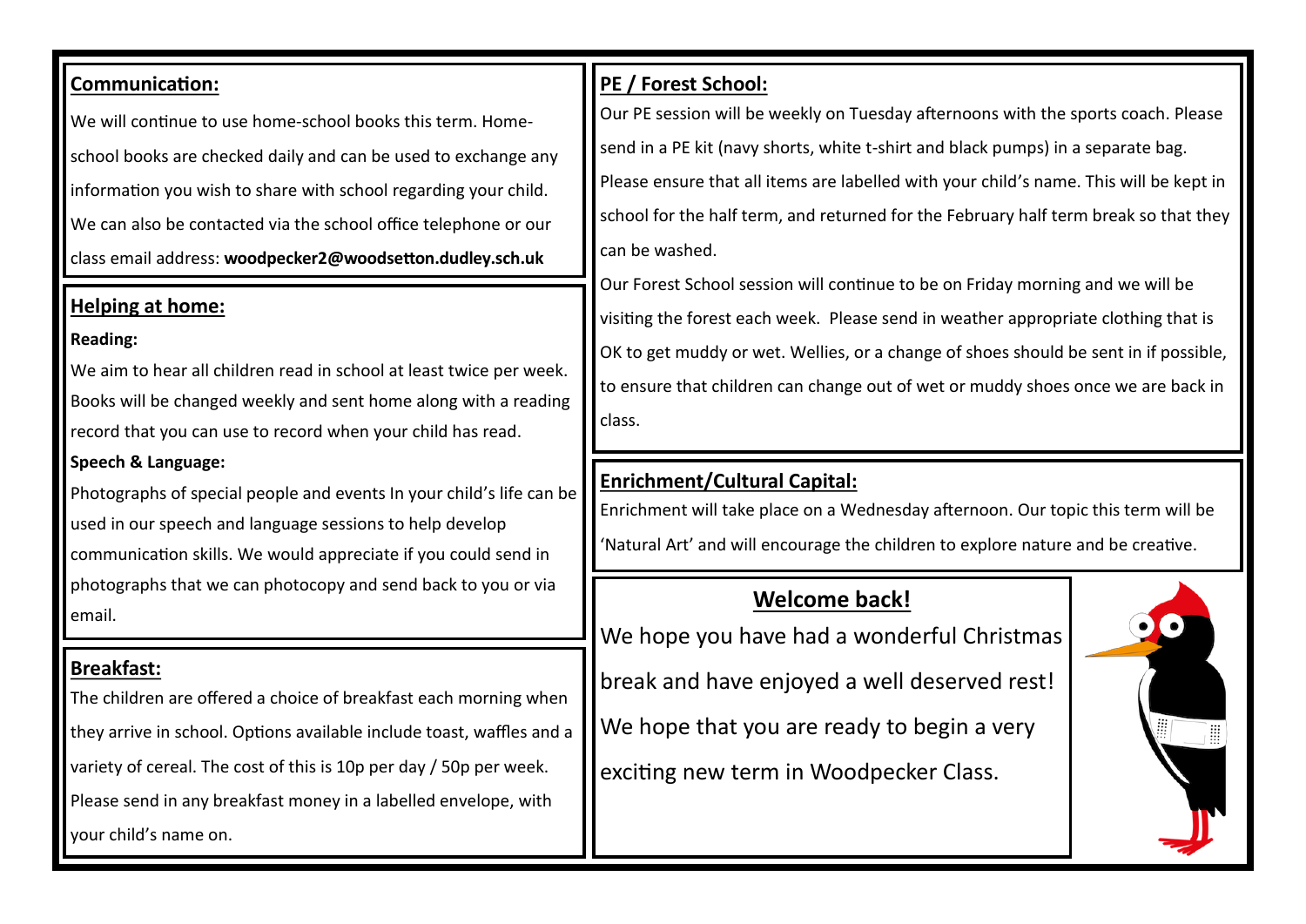## Communication:

We will continue to use home-school books this term. Home-school books are checked daily and can be used to exchange any information you wish to share with school regarding your child. We can also be contacted via the school office telephone or our class email address: **woodpecker2@woodsetton.dudley.sch.uk**

## Helping at home:

**Reading:**

We aim to hear all children read in school at least twice per week. Books will be changed weekly and sent home along with a reading record that you can use to record when your child has read.

**Speech & Language:**

Photographs of special people and events In your child's life can be used in our speech and language sessions to help develop communication skills. We would appreciate if you could send in photographs that we can photocopy and send back to you or via email.

## Breakfast:

The children are offered a choice of breakfast each morning when they arrive in school. Options available include toast, waffles and a variety of cereal. The cost of this is 10p per day / 50p per week. Please send in any breakfast money in a labelled envelope, with your child's name on.

## PE / Forest School:

Our PE session will be weekly on Tuesday afternoons with the sports coach. Please send in a PE kit (navy shorts, white t-shirt and black pumps) in a separate bag. Please ensure that all items are labelled with your child's name. This will be kept in school for the half term, and returned for the February half term break so that they can be washed.

Our Forest School session will continue to be on Friday morning and we will be visiting the forest each week. Please send in weather appropriate clothing that is OK to get muddy or wet. Wellies, or a change of shoes should be sent in if possible, to ensure that children can change out of wet or muddy shoes once we are back in class.

## Enrichment/Cultural Capital:

Enrichment will take place on a Wednesday afternoon. Our topic this term will be 'Natural Art' and will encourage the children to explore nature and be creative.

## Welcome back!

We hope you have had a wonderful Christmas break and have enjoyed a well deserved rest! We hope that you are ready to begin a very exciting new term in Woodpecker Class.